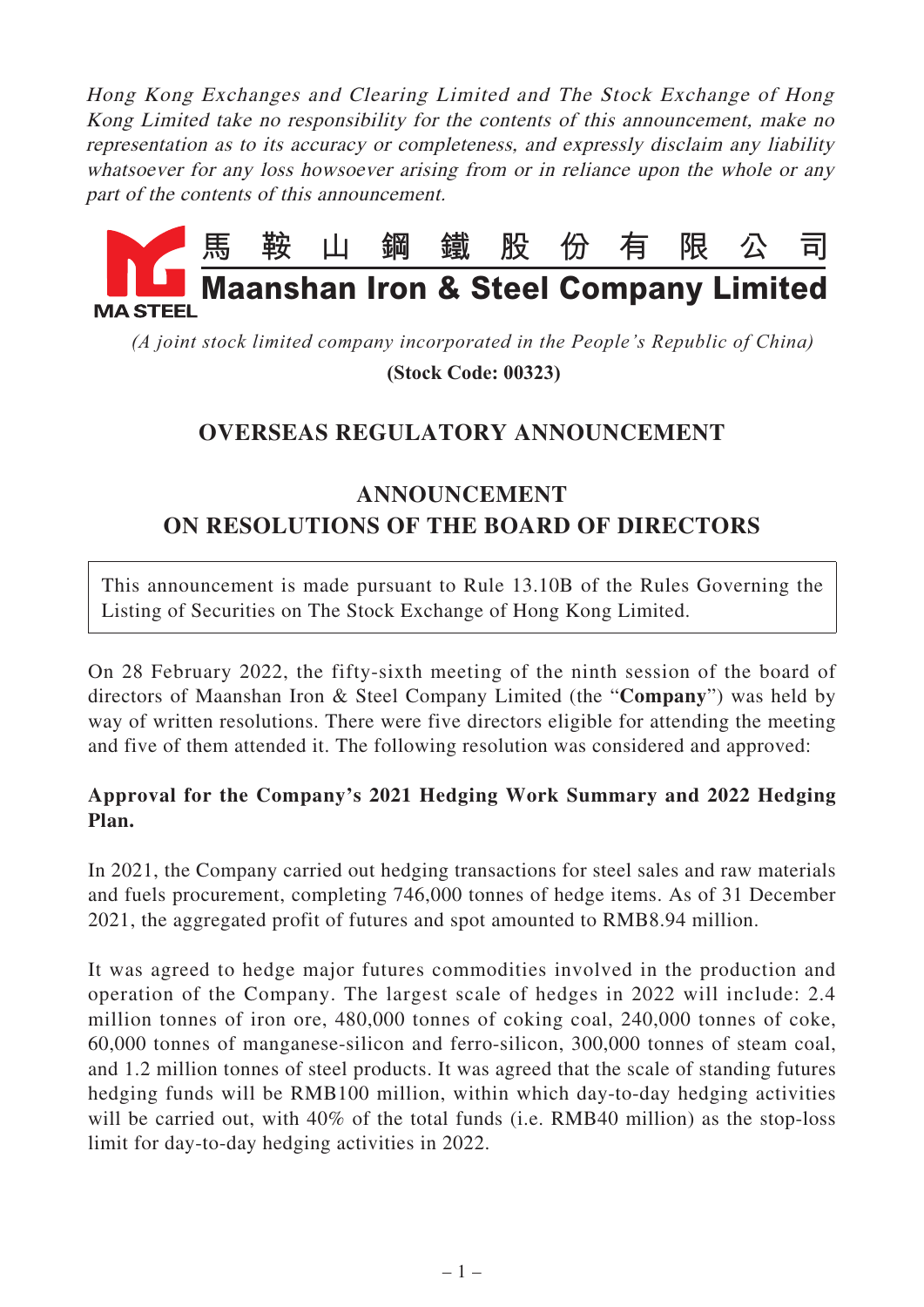*Hong Kong Exchanges and Clearing Limited and The Stock Exchange of Hong Kong Limited take no responsibility for the contents of this announcement, make no representation as to its accuracy or completeness, and expressly disclaim any liability whatsoever for any loss howsoever arising from or in reliance upon the whole or any part of the contents of this announcement.*

馬 鞍 山 鋼 鐵 股 份 有 限 公 司

# Maanshan Iron & Steel Company Limited

MA STEEL

*(A joint stock limited company incorporated in the People's Republic of China)*

**(Stock Code: 00323)**

## OVERSEAS REGULATORY ANNOUNCEMENT

## ANNOUNCEMENT ON RESOLUTIONS OF THE BOARD OF DIRECTORS

This announcement is made pursuant to Rule 13.10B of the Rules Governing the Listing of Securities on The Stock Exchange of Hong Kong Limited.

On 28 February 2022, the fifty-sixth meeting of the ninth session of the board of directors of Maanshan Iron & Steel Company Limited (the "**Company**") was held by way of written resolutions. There were five directors eligible for attending the meeting and five of them attended it. The following resolution was considered and approved:

**Approval for the Company's 2021 Hedging Work Summary and 2022 Hedging Plan.**

In 2021, the Company carried out hedging transactions for steel sales and raw materials and fuels procurement, completing 746,000 tonnes of hedge items. As of 31 December 2021, the aggregated profit of futures and spot amounted to RMB8.94 million.

It was agreed to hedge major futures commodities involved in the production and operation of the Company. The largest scale of hedges in 2022 will include: 2.4 million tonnes of iron ore, 480,000 tonnes of coking coal, 240,000 tonnes of coke, 60,000 tonnes of manganese-silicon and ferro-silicon, 300,000 tonnes of steam coal, and 1.2 million tonnes of steel products. It was agreed that the scale of standing futures hedging funds will be RMB100 million, within which day-to-day hedging activities will be carried out, with 40% of the total funds (i.e. RMB40 million) as the stop-loss limit for day-to-day hedging activities in 2022.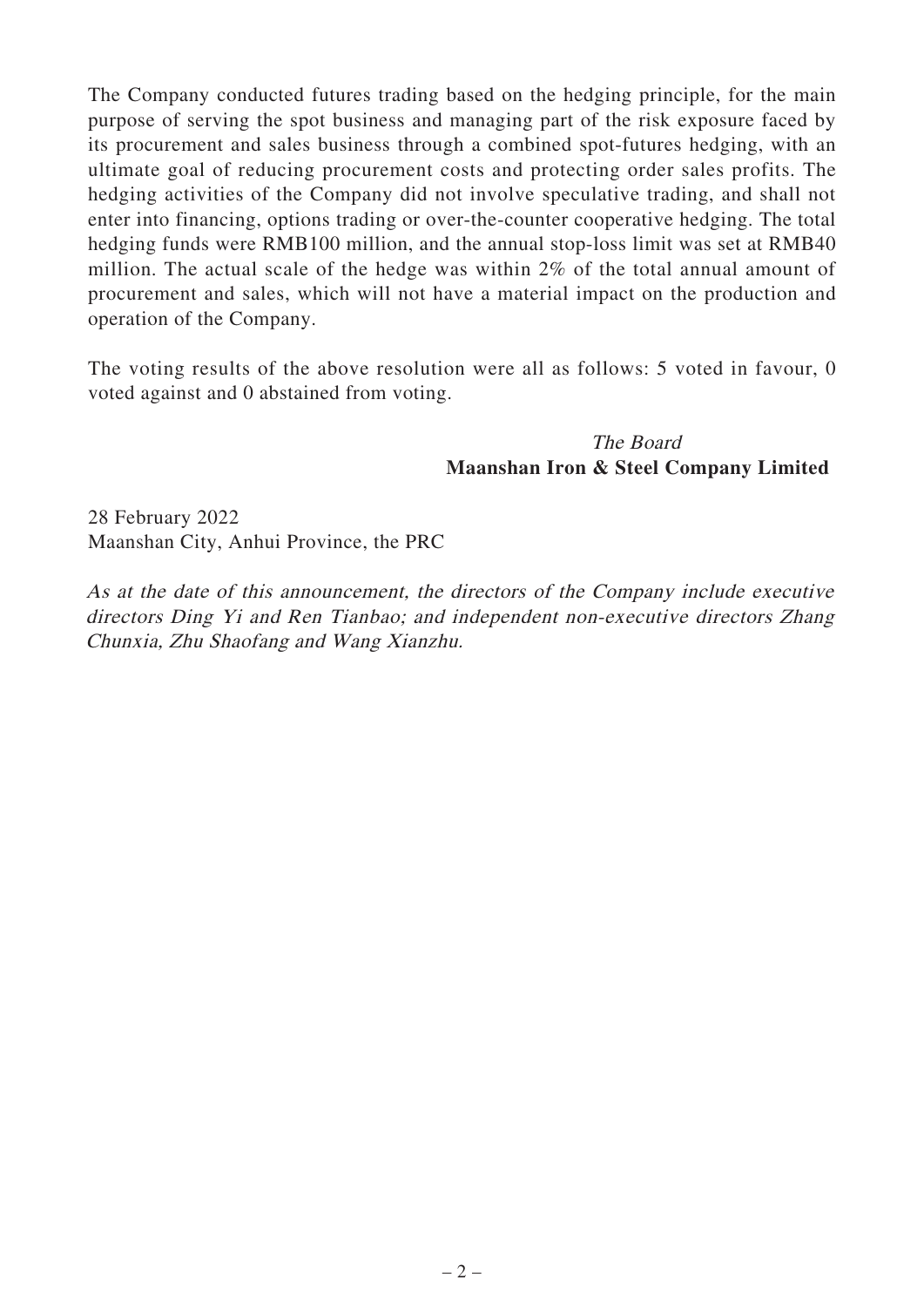The Company conducted futures trading based on the hedging principle, for the main purpose of serving the spot business and managing part of the risk exposure faced by its procurement and sales business through a combined spot-futures hedging, with an ultimate goal of reducing procurement costs and protecting order sales profits. The hedging activities of the Company did not involve speculative trading, and shall not enter into financing, options trading or over-the-counter cooperative hedging. The total hedging funds were RMB100 million, and the annual stop-loss limit was set at RMB40 million. The actual scale of the hedge was within 2% of the total annual amount of procurement and sales, which will not have a material impact on the production and operation of the Company.

The voting results of the above resolution were all as follows: 5 voted in favour, 0 voted against and 0 abstained from voting.

*The Board*
**Maanshan Iron & Steel Company Limited**

28 February 2022
Maanshan City, Anhui Province, the PRC

*As at the date of this announcement, the directors of the Company include executive directors Ding Yi and Ren Tianbao; and independent non-executive directors Zhang Chunxia, Zhu Shaofang and Wang Xianzhu.*